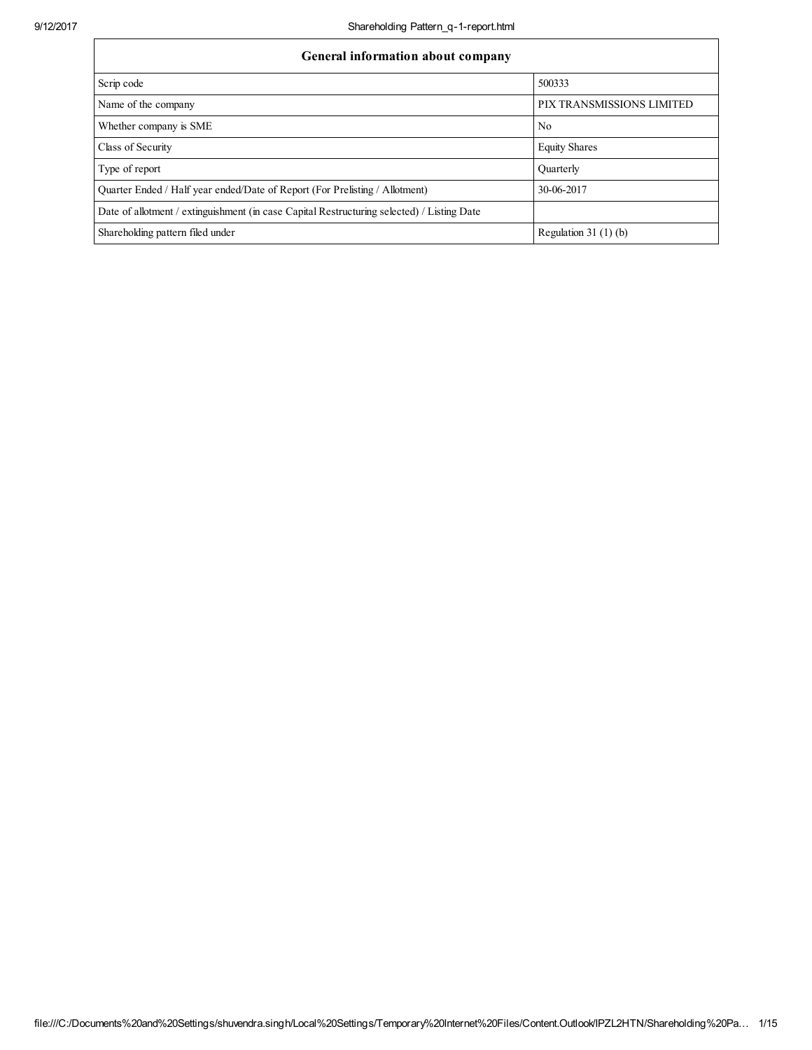| General information about company | |
|---|---|
| Scrip code | 500333 |
| Name of the company | PIX TRANSMISSIONS LIMITED |
| Whether company is SME | No |
| Class of Security | Equity Shares |
| Type of report | Quarterly |
| Quarter Ended / Half year ended/Date of Report (For Prelisting / Allotment) | 30-06-2017 |
| Date of allotment / extinguishment (in case Capital Restructuring selected) / Listing Date | |
| Shareholding pattern filed under | Regulation 31 (1) (b) |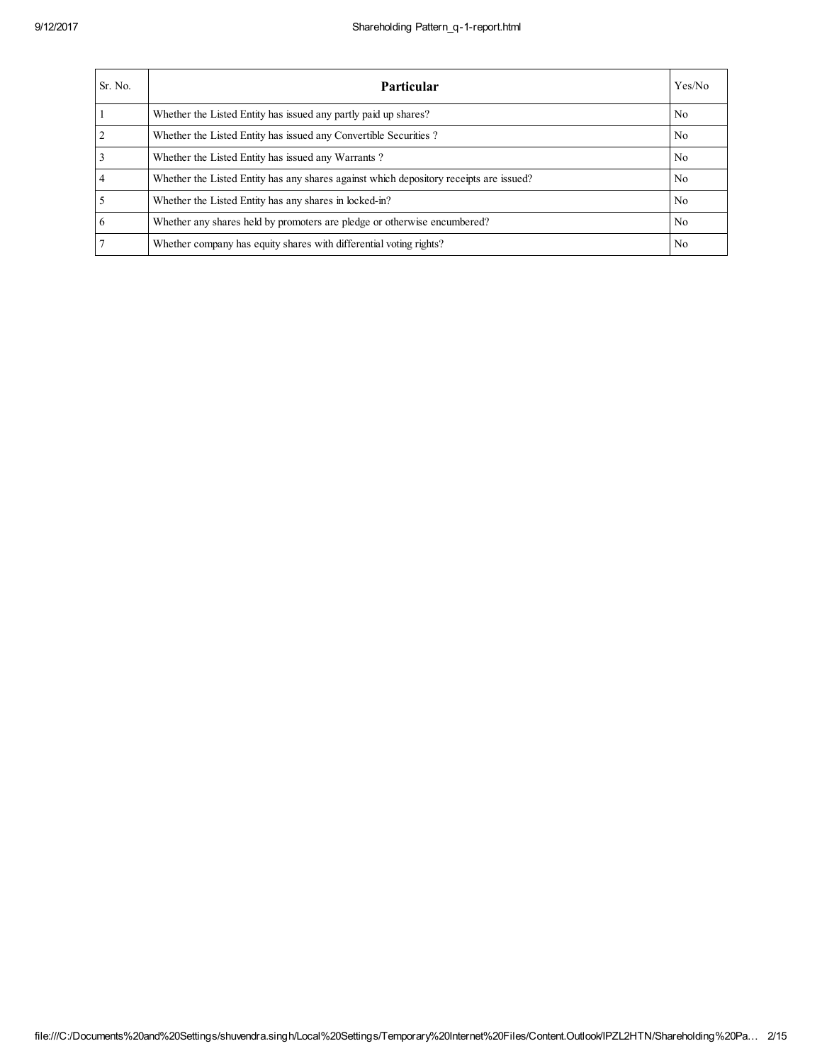| Sr. No. | Particular | Yes/No |
|---|---|---|
| 1 | Whether the Listed Entity has issued any partly paid up shares? | No |
| 2 | Whether the Listed Entity has issued any Convertible Securities ? | No |
| 3 | Whether the Listed Entity has issued any Warrants ? | No |
| 4 | Whether the Listed Entity has any shares against which depository receipts are issued? | No |
| 5 | Whether the Listed Entity has any shares in locked-in? | No |
| 6 | Whether any shares held by promoters are pledge or otherwise encumbered? | No |
| 7 | Whether company has equity shares with differential voting rights? | No |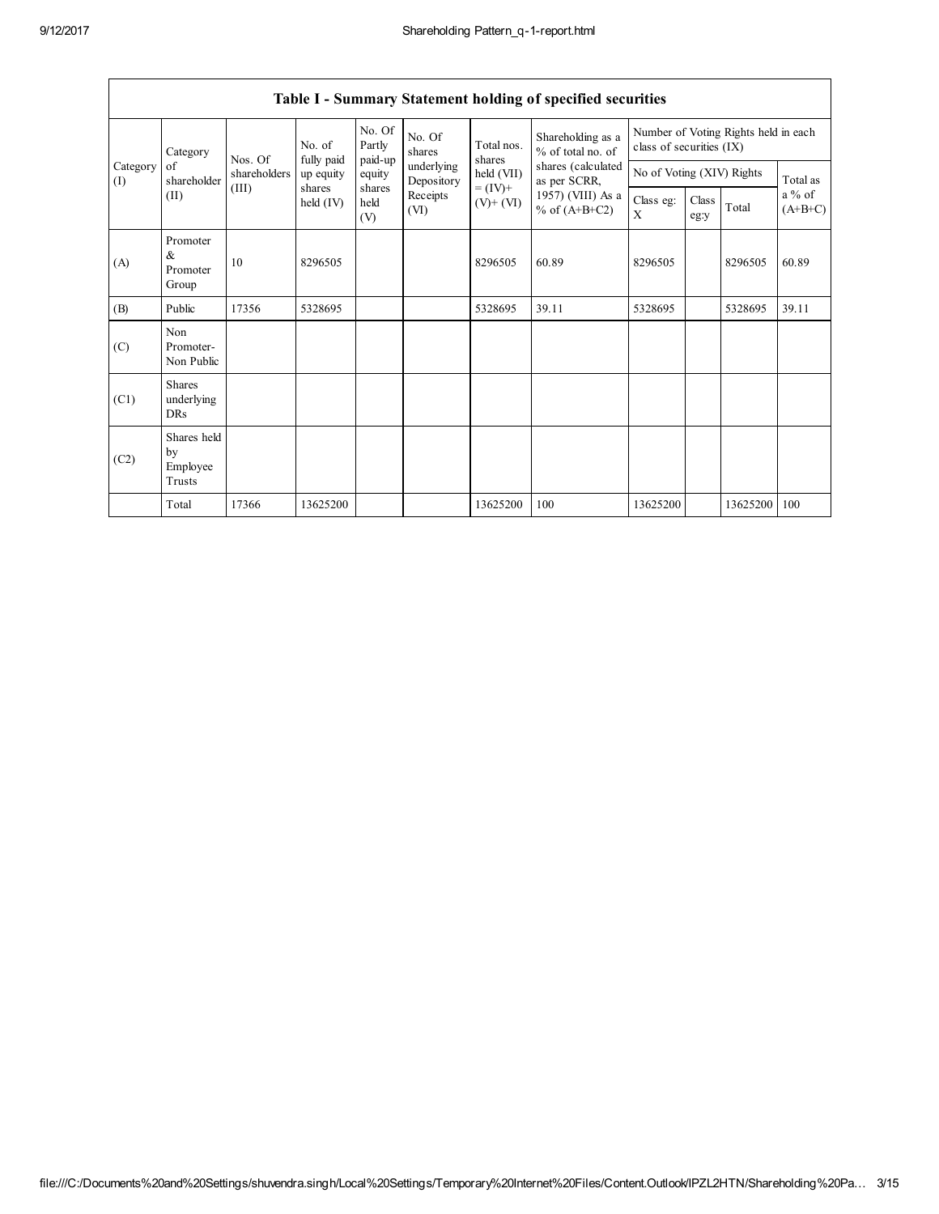## Table I - Summary Statement holding of specified securities

| Category (I) | Category of shareholder (II) | Nos. Of shareholders (III) | No. of fully paid up equity shares held (IV) | No. Of Partly paid-up equity shares held (V) | No. Of shares underlying Depository Receipts (VI) | Total nos. shares held (VII) = (IV)+ (V)+ (VI) | Shareholding as a % of total no. of shares (calculated as per SCRR, 1957) (VIII) As a % of (A+B+C2) | Number of Voting Rights held in each class of securities (IX) | | | |
|---|---|---|---|---|---|---|---|---|---|---|---|
| | | | | | | | | No of Voting (XIV) Rights | | | Total as a % of (A+B+C) |
| | | | | | | | | Class eg: X | Class eg:y | Total | |
| (A) | Promoter & Promoter Group | 10 | 8296505 | | | 8296505 | 60.89 | 8296505 | | 8296505 | 60.89 |
| (B) | Public | 17356 | 5328695 | | | 5328695 | 39.11 | 5328695 | | 5328695 | 39.11 |
| (C) | Non Promoter- Non Public | | | | | | | | | | |
| (C1) | Shares underlying DRs | | | | | | | | | | |
| (C2) | Shares held by Employee Trusts | | | | | | | | | | |
| | Total | 17366 | 13625200 | | | 13625200 | 100 | 13625200 | | 13625200 | 100 |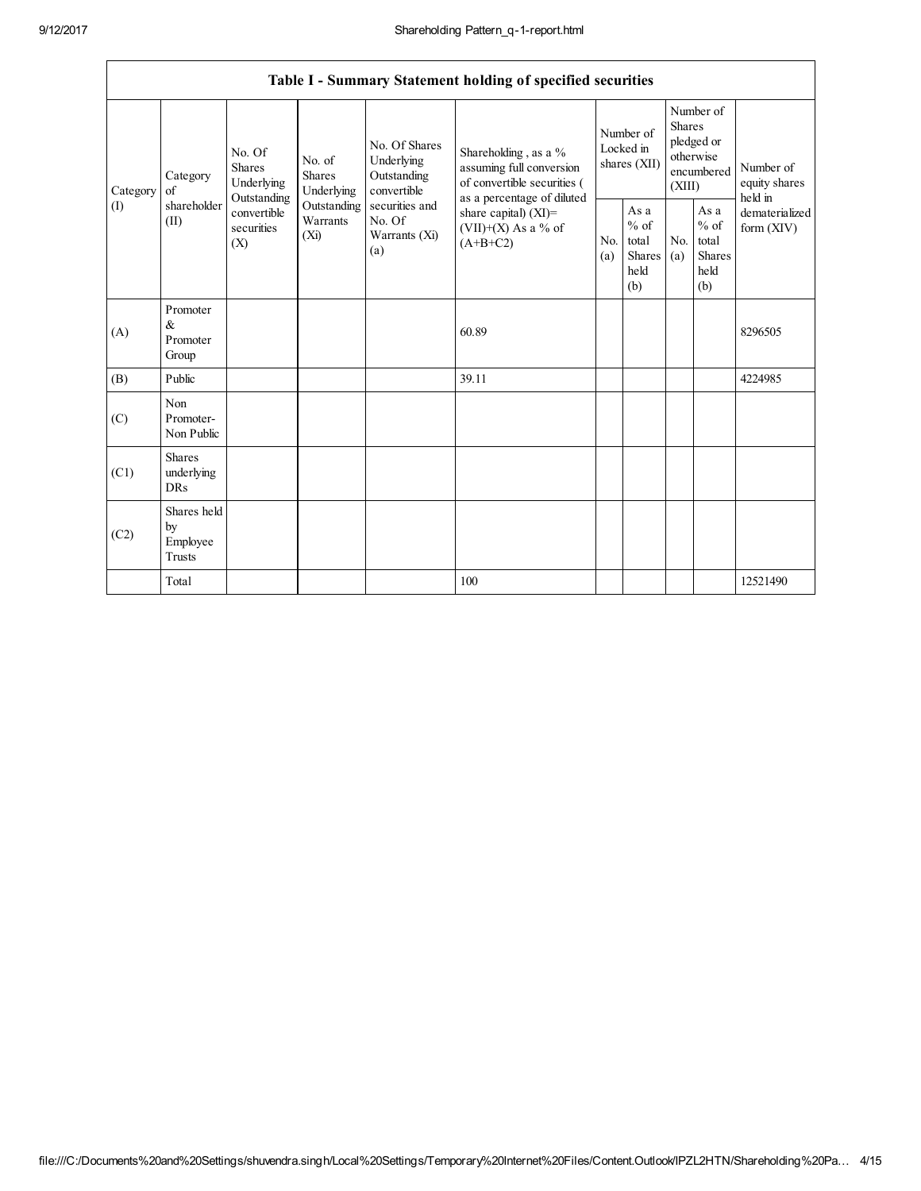| Table I - Summary Statement holding of specified securities | | | | | | | | | | |
|---|---|---|---|---|---|---|---|---|---|---|
| Category (I) | Category of shareholder (II) | No. Of Shares Underlying Outstanding convertible securities (X) | No. of Shares Underlying Outstanding Warrants (Xi) | No. Of Shares Underlying Outstanding convertible securities and No. Of Warrants (Xi) (a) | Shareholding , as a % assuming full conversion of convertible securities ( as a percentage of diluted share capital) (XI)= (VII)+(X) As a % of (A+B+C2) | Number of Locked in shares (XII) | | Number of Shares pledged or otherwise encumbered (XIII) | | Number of equity shares held in dematerialized form (XIV) |
| | | | | | | No. (a) | As a % of total Shares held (b) | No. (a) | As a % of total Shares held (b) | |
| (A) | Promoter & Promoter Group | | | | 60.89 | | | | | 8296505 |
| (B) | Public | | | | 39.11 | | | | | 4224985 |
| (C) | Non Promoter- Non Public | | | | | | | | | |
| (C1) | Shares underlying DRs | | | | | | | | | |
| (C2) | Shares held by Employee Trusts | | | | | | | | | |
| | Total | | | | 100 | | | | | 12521490 |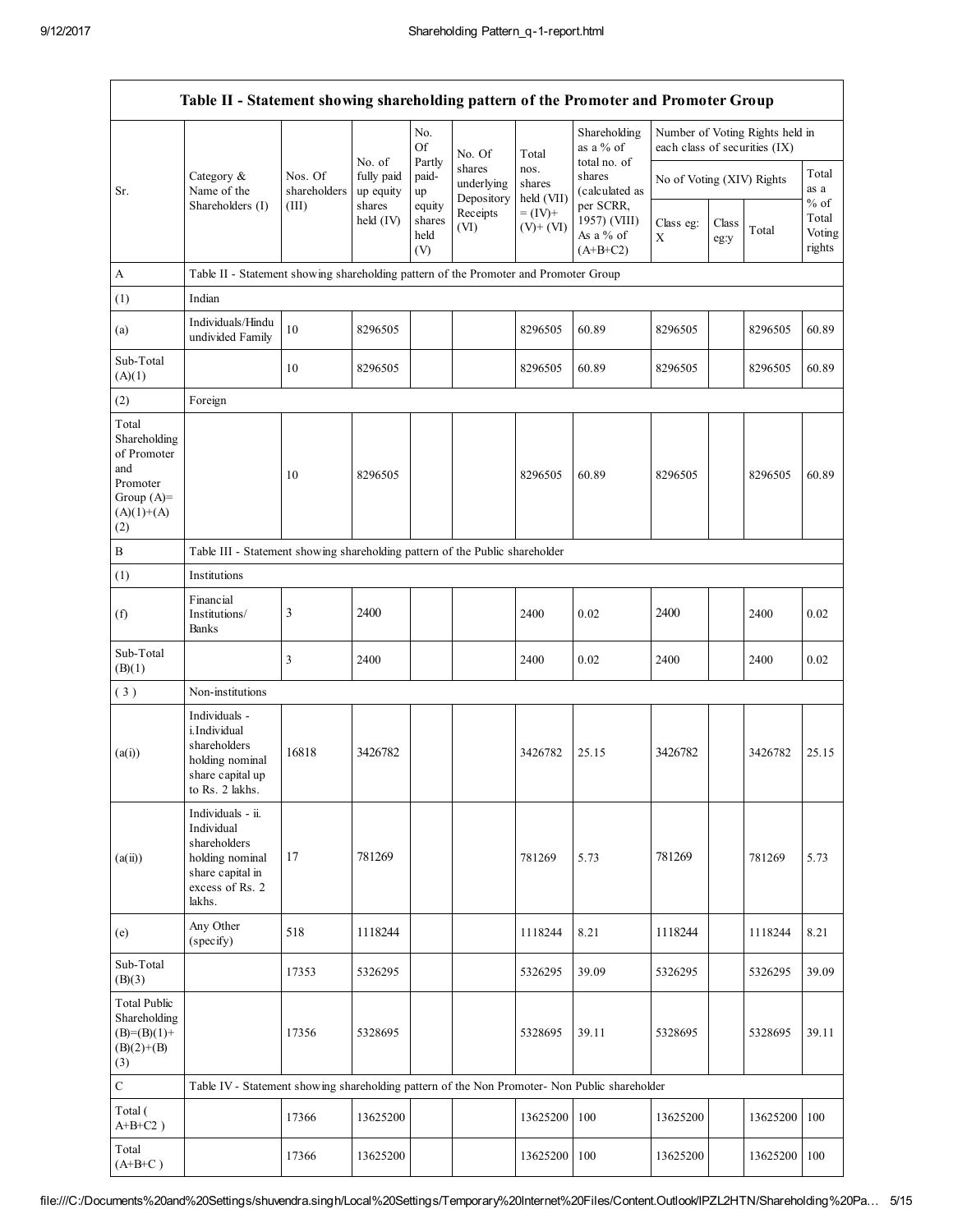| Table II - Statement showing shareholding pattern of the Promoter and Promoter Group | | | | | | | | | | | | |
|---|---|---|---|---|---|---|---|---|---|---|---|---|
| Sr. | Category & Name of the Shareholders (I) | Nos. Of shareholders (III) | No. of fully paid up equity shares held (IV) | No. Of Partly paid-up equity shares held (V) | No. Of shares underlying Depository Receipts (VI) | Total nos. shares held (VII) = (IV)+ (V)+ (VI) | Shareholding as a % of total no. of shares (calculated as per SCRR, 1957) (VIII) As a % of (A+B+C2) | Number of Voting Rights held in each class of securities (IX) | | | |
| | | | | | | | | No of Voting (XIV) Rights | | | Total as a % of Total Voting rights |
| | | | | | | | | Class eg: X | Class eg:y | Total | |
| A | Table II - Statement showing shareholding pattern of the Promoter and Promoter Group | | | | | | | | | | |
| (1) | Indian | | | | | | | | | | |
| (a) | Individuals/Hindu undivided Family | 10 | 8296505 | | | 8296505 | 60.89 | 8296505 | | 8296505 | 60.89 |
| Sub-Total (A)(1) | | 10 | 8296505 | | | 8296505 | 60.89 | 8296505 | | 8296505 | 60.89 |
| (2) | Foreign | | | | | | | | | | |
| Total Shareholding of Promoter and Promoter Group (A)= (A)(1)+(A)(2) | | 10 | 8296505 | | | 8296505 | 60.89 | 8296505 | | 8296505 | 60.89 |
| B | Table III - Statement showing shareholding pattern of the Public shareholder | | | | | | | | | | |
| (1) | Institutions | | | | | | | | | | |
| (f) | Financial Institutions/ Banks | 3 | 2400 | | | 2400 | 0.02 | 2400 | | 2400 | 0.02 |
| Sub-Total (B)(1) | | 3 | 2400 | | | 2400 | 0.02 | 2400 | | 2400 | 0.02 |
| ( 3 ) | Non-institutions | | | | | | | | | | |
| (a(i)) | Individuals - i.Individual shareholders holding nominal share capital up to Rs. 2 lakhs. | 16818 | 3426782 | | | 3426782 | 25.15 | 3426782 | | 3426782 | 25.15 |
| (a(ii)) | Individuals - ii. Individual shareholders holding nominal share capital in excess of Rs. 2 lakhs. | 17 | 781269 | | | 781269 | 5.73 | 781269 | | 781269 | 5.73 |
| (e) | Any Other (specify) | 518 | 1118244 | | | 1118244 | 8.21 | 1118244 | | 1118244 | 8.21 |
| Sub-Total (B)(3) | | 17353 | 5326295 | | | 5326295 | 39.09 | 5326295 | | 5326295 | 39.09 |
| Total Public Shareholding (B)=(B)(1)+(B)(2)+(B)(3) | | 17356 | 5328695 | | | 5328695 | 39.11 | 5328695 | | 5328695 | 39.11 |
| C | Table IV - Statement showing shareholding pattern of the Non Promoter- Non Public shareholder | | | | | | | | | | |
| Total ( A+B+C2 ) | | 17366 | 13625200 | | | 13625200 | 100 | 13625200 | | 13625200 | 100 |
| Total (A+B+C ) | | 17366 | 13625200 | | | 13625200 | 100 | 13625200 | | 13625200 | 100 |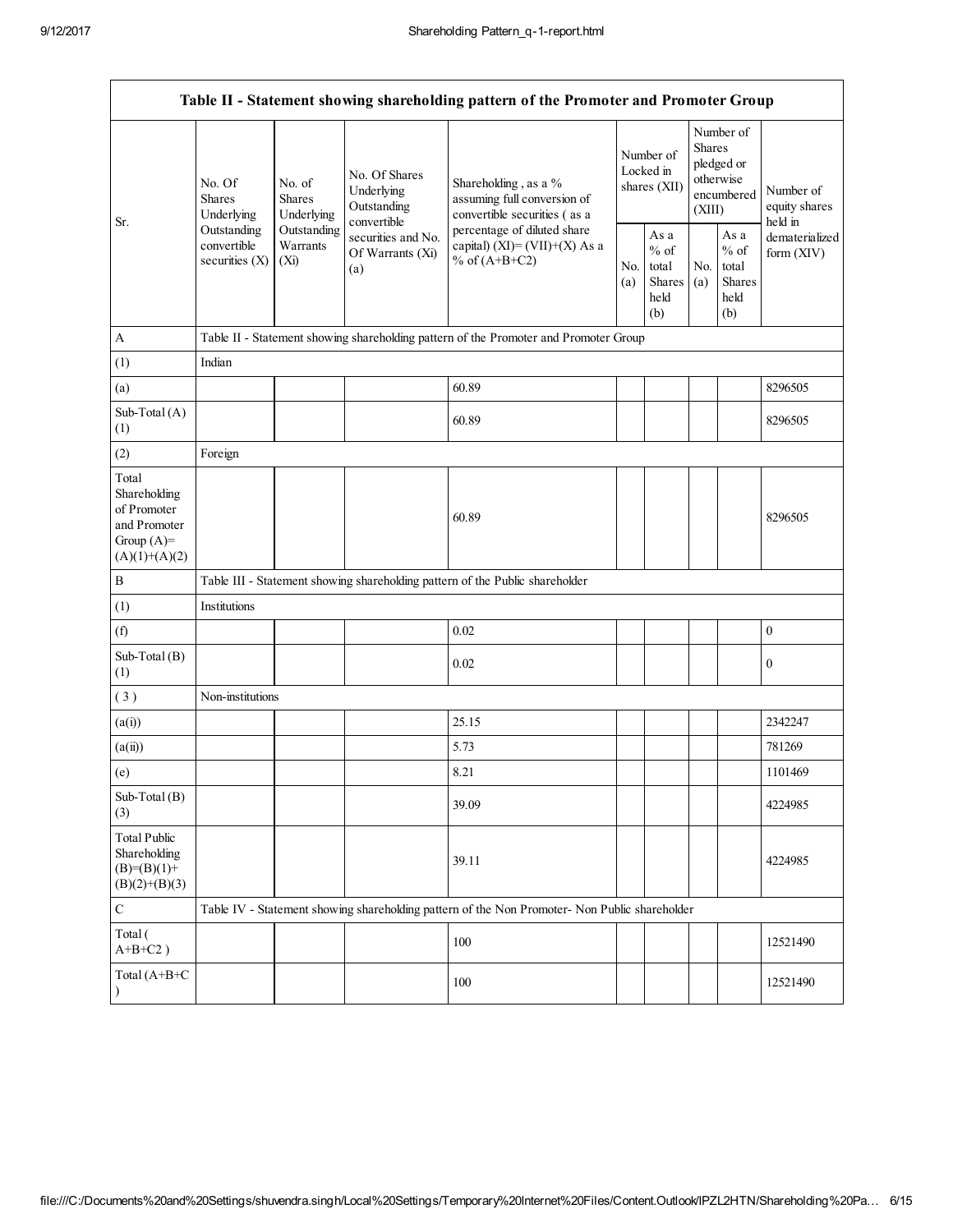| Table II - Statement showing shareholding pattern of the Promoter and Promoter Group | | | | | | | | | |
|---|---|---|---|---|---|---|---|---|---|
| Sr. | No. Of Shares Underlying Outstanding convertible securities (X) | No. of Shares Underlying Outstanding Warrants (Xi) | No. Of Shares Underlying Outstanding convertible securities and No. Of Warrants (Xi) (a) | Shareholding , as a % assuming full conversion of convertible securities ( as a percentage of diluted share capital) (XI)= (VII)+(X) As a % of (A+B+C2) | Number of Locked in shares (XII) | | Number of Shares pledged or otherwise encumbered (XIII) | | Number of equity shares held in dematerialized form (XIV) |
| | | | | | No. (a) | As a % of total Shares held (b) | No. (a) | As a % of total Shares held (b) | |
| A | Table II - Statement showing shareholding pattern of the Promoter and Promoter Group | | | | | | | | |
| (1) | Indian | | | | | | | | |
| (a) | | | | 60.89 | | | | | 8296505 |
| Sub-Total (A) (1) | | | | 60.89 | | | | | 8296505 |
| (2) | Foreign | | | | | | | | |
| Total Shareholding of Promoter and Promoter Group (A)= (A)(1)+(A)(2) | | | | 60.89 | | | | | 8296505 |
| B | Table III - Statement showing shareholding pattern of the Public shareholder | | | | | | | | |
| (1) | Institutions | | | | | | | | |
| (f) | | | | 0.02 | | | | | 0 |
| Sub-Total (B) (1) | | | | 0.02 | | | | | 0 |
| ( 3 ) | Non-institutions | | | | | | | | |
| (a(i)) | | | | 25.15 | | | | | 2342247 |
| (a(ii)) | | | | 5.73 | | | | | 781269 |
| (e) | | | | 8.21 | | | | | 1101469 |
| Sub-Total (B) (3) | | | | 39.09 | | | | | 4224985 |
| Total Public Shareholding (B)=(B)(1)+ (B)(2)+(B)(3) | | | | 39.11 | | | | | 4224985 |
| C | Table IV - Statement showing shareholding pattern of the Non Promoter- Non Public shareholder | | | | | | | | |
| Total ( A+B+C2 ) | | | | 100 | | | | | 12521490 |
| Total (A+B+C ) | | | | 100 | | | | | 12521490 |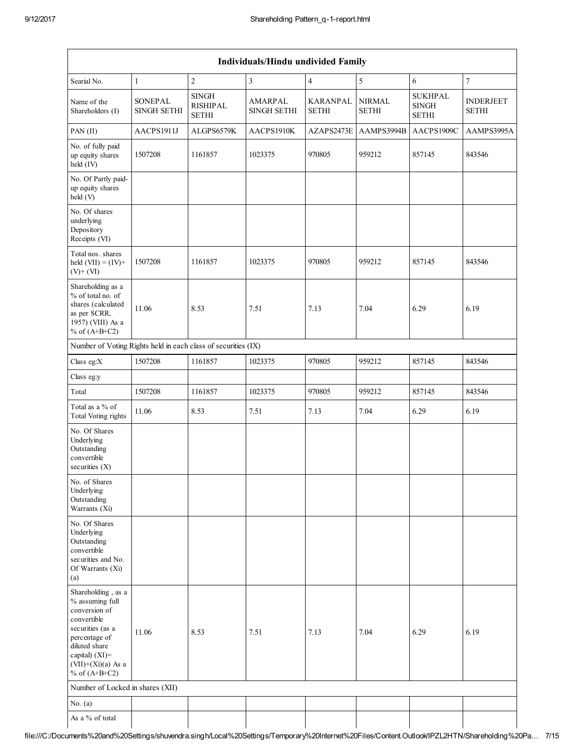| Individuals/Hindu undivided Family | | | | | | | |
|---|---|---|---|---|---|---|---|
| Searial No. | 1 | 2 | 3 | 4 | 5 | 6 | 7 |
| Name of the Shareholders (I) | SONEPAL SINGH SETHI | SINGH RISHIPAL SETHI | AMARPAL SINGH SETHI | KARANPAL SETHI | NIRMAL SETHI | SUKHPAL SINGH SETHI | INDERJEET SETHI |
| PAN (II) | AACPS1911J | ALGPS6579K | AACPS1910K | AZAPS2473E | AAMPS3994B | AACPS1909C | AAMPS3995A |
| No. of fully paid up equity shares held (IV) | 1507208 | 1161857 | 1023375 | 970805 | 959212 | 857145 | 843546 |
| No. Of Partly paid-up equity shares held (V) | | | | | | | |
| No. Of shares underlying Depository Receipts (VI) | | | | | | | |
| Total nos. shares held (VII) = (IV)+ (V)+ (VI) | 1507208 | 1161857 | 1023375 | 970805 | 959212 | 857145 | 843546 |
| Shareholding as a % of total no. of shares (calculated as per SCRR, 1957) (VIII) As a % of (A+B+C2) | 11.06 | 8.53 | 7.51 | 7.13 | 7.04 | 6.29 | 6.19 |
| Number of Voting Rights held in each class of securities (IX) | | | | | | | |
| Class eg:X | 1507208 | 1161857 | 1023375 | 970805 | 959212 | 857145 | 843546 |
| Class eg:y | | | | | | | |
| Total | 1507208 | 1161857 | 1023375 | 970805 | 959212 | 857145 | 843546 |
| Total as a % of Total Voting rights | 11.06 | 8.53 | 7.51 | 7.13 | 7.04 | 6.29 | 6.19 |
| No. Of Shares Underlying Outstanding convertible securities (X) | | | | | | | |
| No. of Shares Underlying Outstanding Warrants (Xi) | | | | | | | |
| No. Of Shares Underlying Outstanding convertible securities and No. Of Warrants (Xi) (a) | | | | | | | |
| Shareholding , as a % assuming full conversion of convertible securities (as a percentage of diluted share capital) (XI)= (VII)+(Xi)(a) As a % of (A+B+C2) | 11.06 | 8.53 | 7.51 | 7.13 | 7.04 | 6.29 | 6.19 |
| Number of Locked in shares (XII) | | | | | | | |
| No. (a) | | | | | | | |
| As a % of total | | | | | | | |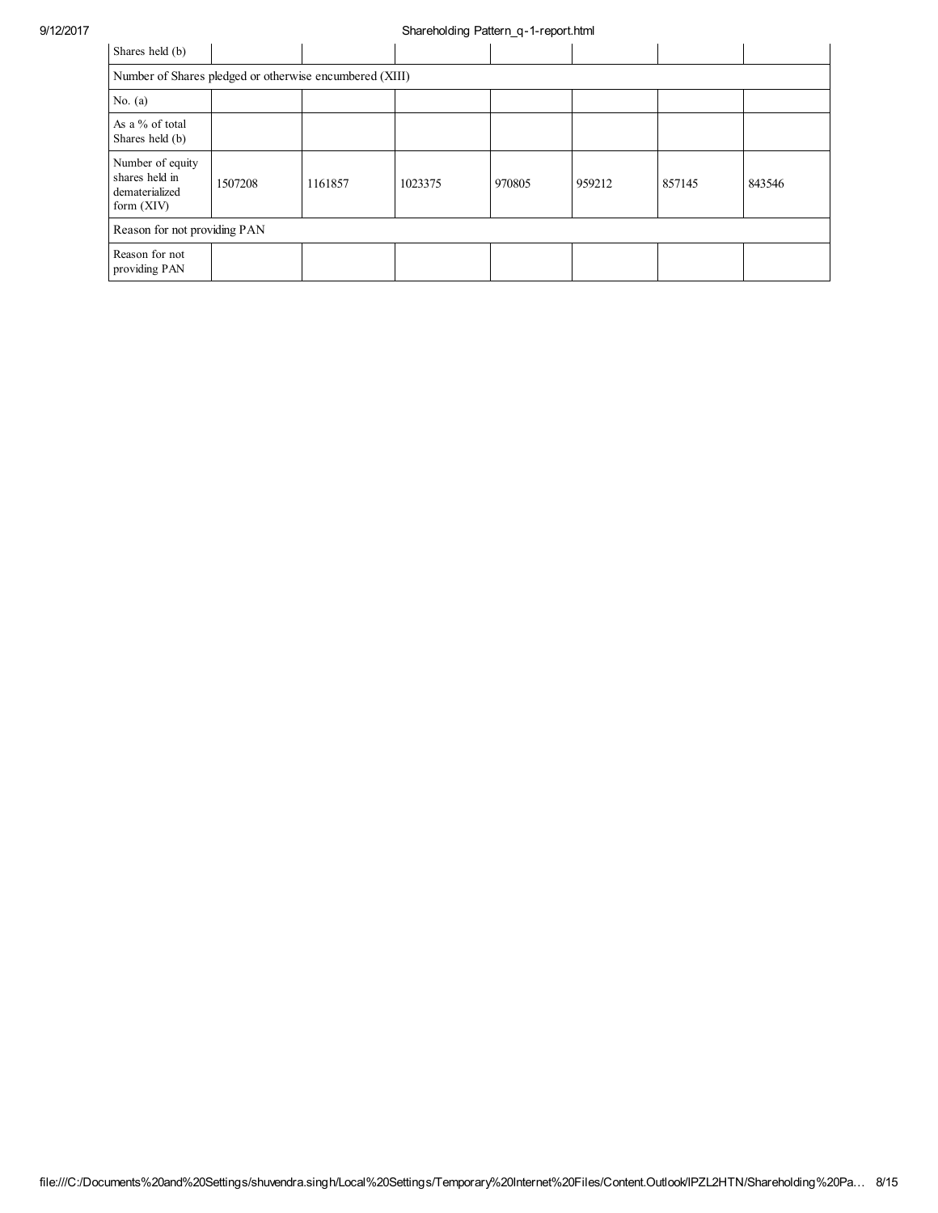| Shares held (b) | | | | | | | |
|---|---|---|---|---|---|---|---|
| Number of Shares pledged or otherwise encumbered (XIII) | | | | | | | |
| No. (a) | | | | | | | |
| As a % of total Shares held (b) | | | | | | | |
| Number of equity shares held in dematerialized form (XIV) | 1507208 | 1161857 | 1023375 | 970805 | 959212 | 857145 | 843546 |
| Reason for not providing PAN | | | | | | | |
| Reason for not providing PAN | | | | | | | |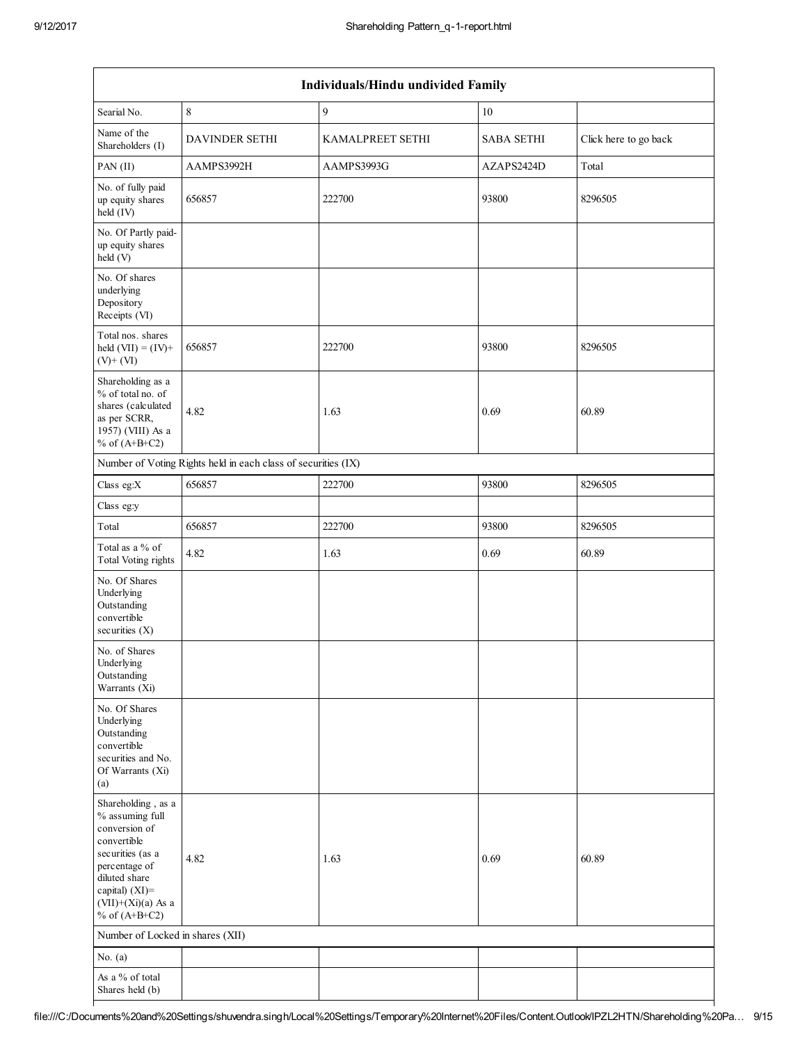| Individuals/Hindu undivided Family | | | | |
|---|---|---|---|---|
| Searial No. | 8 | 9 | 10 | |
| Name of the Shareholders (I) | DAVINDER SETHI | KAMALPREET SETHI | SABA SETHI | Click here to go back |
| PAN (II) | AAMPS3992H | AAMPS3993G | AZAPS2424D | Total |
| No. of fully paid up equity shares held (IV) | 656857 | 222700 | 93800 | 8296505 |
| No. Of Partly paid-up equity shares held (V) | | | | |
| No. Of shares underlying Depository Receipts (VI) | | | | |
| Total nos. shares held (VII) = (IV)+ (V)+ (VI) | 656857 | 222700 | 93800 | 8296505 |
| Shareholding as a % of total no. of shares (calculated as per SCRR, 1957) (VIII) As a % of (A+B+C2) | 4.82 | 1.63 | 0.69 | 60.89 |
| Number of Voting Rights held in each class of securities (IX) | | | | |
| Class eg:X | 656857 | 222700 | 93800 | 8296505 |
| Class eg:y | | | | |
| Total | 656857 | 222700 | 93800 | 8296505 |
| Total as a % of Total Voting rights | 4.82 | 1.63 | 0.69 | 60.89 |
| No. Of Shares Underlying Outstanding convertible securities (X) | | | | |
| No. of Shares Underlying Outstanding Warrants (Xi) | | | | |
| No. Of Shares Underlying Outstanding convertible securities and No. Of Warrants (Xi) (a) | | | | |
| Shareholding , as a % assuming full conversion of convertible securities (as a percentage of diluted share capital) (XI)= (VII)+(Xi)(a) As a % of (A+B+C2) | 4.82 | 1.63 | 0.69 | 60.89 |
| Number of Locked in shares (XII) | | | | |
| No. (a) | | | | |
| As a % of total Shares held (b) | | | | |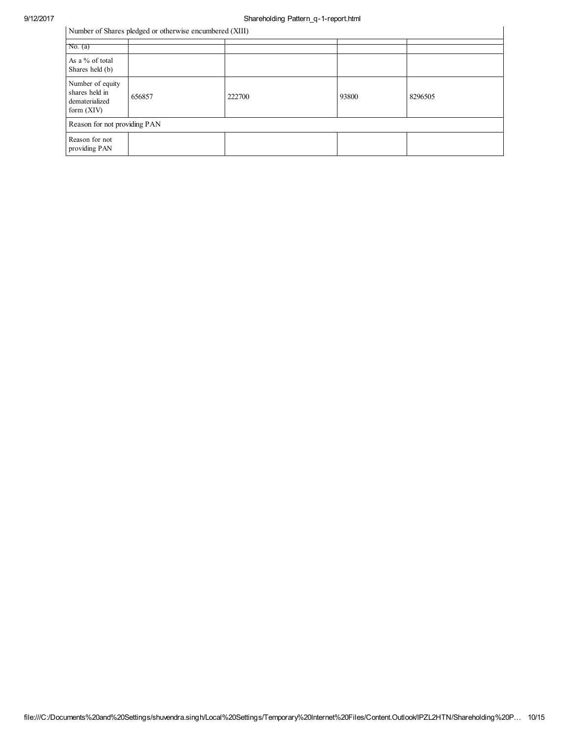| Number of Shares pledged or otherwise encumbered (XIII) | | | | |
|---|---|---|---|---|
| No. (a) | | | | |
| As a % of total Shares held (b) | | | | |
| Number of equity shares held in dematerialized form (XIV) | 656857 | 222700 | 93800 | 8296505 |
| Reason for not providing PAN | | | | |
| Reason for not providing PAN | | | | |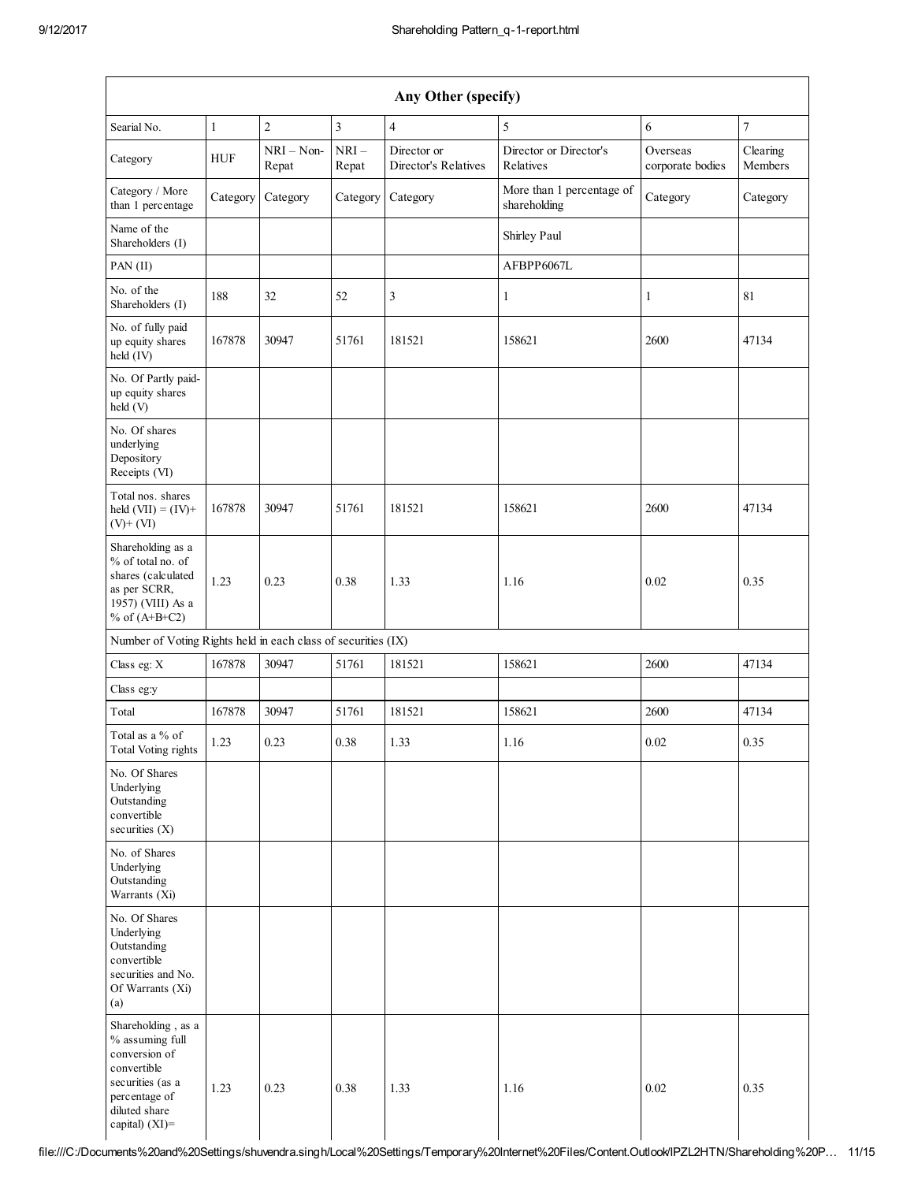| Any Other (specify) | | | | | | | |
|---|---|---|---|---|---|---|---|
| Searial No. | 1 | 2 | 3 | 4 | 5 | 6 | 7 |
| Category | HUF | NRI – Non-Repat | NRI – Repat | Director or Director's Relatives | Director or Director's Relatives | Overseas corporate bodies | Clearing Members |
| Category / More than 1 percentage | Category | Category | Category | Category | More than 1 percentage of shareholding | Category | Category |
| Name of the Shareholders (I) | | | | | Shirley Paul | | |
| PAN (II) | | | | | AFBPP6067L | | |
| No. of the Shareholders (I) | 188 | 32 | 52 | 3 | 1 | 1 | 81 |
| No. of fully paid up equity shares held (IV) | 167878 | 30947 | 51761 | 181521 | 158621 | 2600 | 47134 |
| No. Of Partly paid-up equity shares held (V) | | | | | | | |
| No. Of shares underlying Depository Receipts (VI) | | | | | | | |
| Total nos. shares held (VII) = (IV)+ (V)+ (VI) | 167878 | 30947 | 51761 | 181521 | 158621 | 2600 | 47134 |
| Shareholding as a % of total no. of shares (calculated as per SCRR, 1957) (VIII) As a % of (A+B+C2) | 1.23 | 0.23 | 0.38 | 1.33 | 1.16 | 0.02 | 0.35 |
| Number of Voting Rights held in each class of securities (IX) | | | | | | | |
| Class eg: X | 167878 | 30947 | 51761 | 181521 | 158621 | 2600 | 47134 |
| Class eg:y | | | | | | | |
| Total | 167878 | 30947 | 51761 | 181521 | 158621 | 2600 | 47134 |
| Total as a % of Total Voting rights | 1.23 | 0.23 | 0.38 | 1.33 | 1.16 | 0.02 | 0.35 |
| No. Of Shares Underlying Outstanding convertible securities (X) | | | | | | | |
| No. of Shares Underlying Outstanding Warrants (Xi) | | | | | | | |
| No. Of Shares Underlying Outstanding convertible securities and No. Of Warrants (Xi) (a) | | | | | | | |
| Shareholding , as a % assuming full conversion of convertible securities (as a percentage of diluted share capital) (XI)= | 1.23 | 0.23 | 0.38 | 1.33 | 1.16 | 0.02 | 0.35 |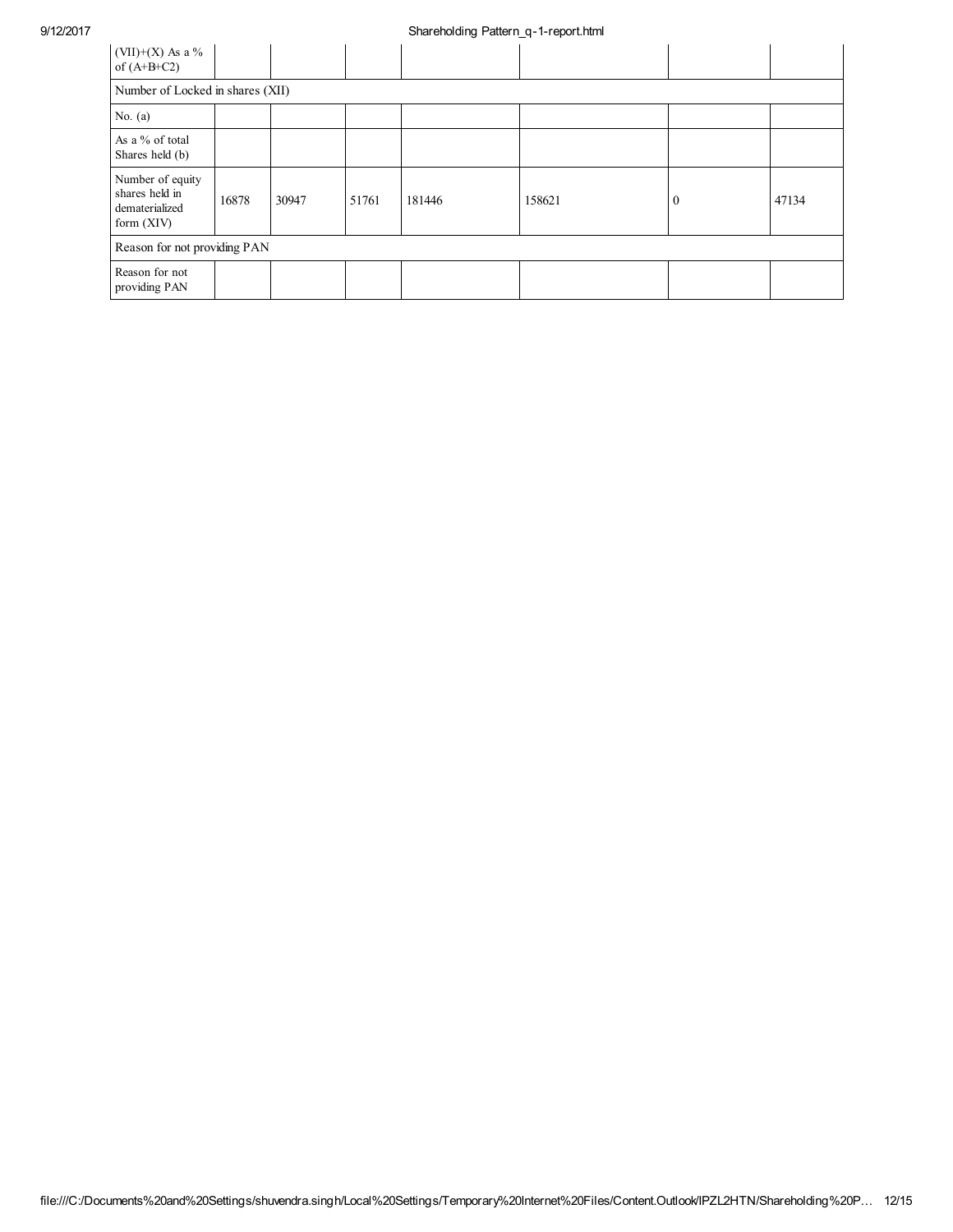| (VII)+(X) As a % of (A+B+C2) | | | | | | | |
|---|---|---|---|---|---|---|---|
| Number of Locked in shares (XII) | | | | | | | |
| No. (a) | | | | | | | |
| As a % of total Shares held (b) | | | | | | | |
| Number of equity shares held in dematerialized form (XIV) | 16878 | 30947 | 51761 | 181446 | 158621 | 0 | 47134 |
| Reason for not providing PAN | | | | | | | |
| Reason for not providing PAN | | | | | | | |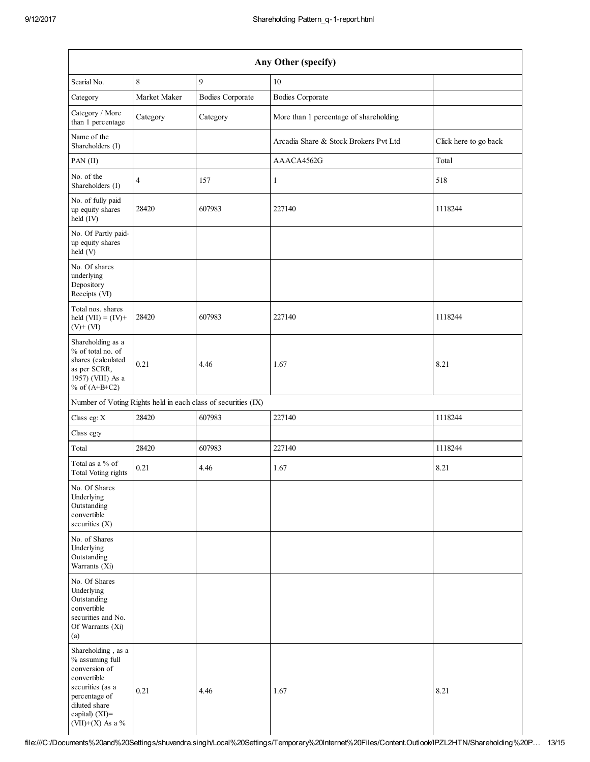| Any Other (specify) | | | | |
|---|---|---|---|---|
| Searial No. | 8 | 9 | 10 | |
| Category | Market Maker | Bodies Corporate | Bodies Corporate | |
| Category / More than 1 percentage | Category | Category | More than 1 percentage of shareholding | |
| Name of the Shareholders (I) | | | Arcadia Share & Stock Brokers Pvt Ltd | Click here to go back |
| PAN (II) | | | AAACA4562G | Total |
| No. of the Shareholders (I) | 4 | 157 | 1 | 518 |
| No. of fully paid up equity shares held (IV) | 28420 | 607983 | 227140 | 1118244 |
| No. Of Partly paid-up equity shares held (V) | | | | |
| No. Of shares underlying Depository Receipts (VI) | | | | |
| Total nos. shares held (VII) = (IV)+ (V)+ (VI) | 28420 | 607983 | 227140 | 1118244 |
| Shareholding as a % of total no. of shares (calculated as per SCRR, 1957) (VIII) As a % of (A+B+C2) | 0.21 | 4.46 | 1.67 | 8.21 |
| Number of Voting Rights held in each class of securities (IX) | | | | |
| Class eg: X | 28420 | 607983 | 227140 | 1118244 |
| Class eg:y | | | | |
| Total | 28420 | 607983 | 227140 | 1118244 |
| Total as a % of Total Voting rights | 0.21 | 4.46 | 1.67 | 8.21 |
| No. Of Shares Underlying Outstanding convertible securities (X) | | | | |
| No. of Shares Underlying Outstanding Warrants (Xi) | | | | |
| No. Of Shares Underlying Outstanding convertible securities and No. Of Warrants (Xi) (a) | | | | |
| Shareholding , as a % assuming full conversion of convertible securities (as a percentage of diluted share capital) (XI)= (VII)+(X) As a % | 0.21 | 4.46 | 1.67 | 8.21 |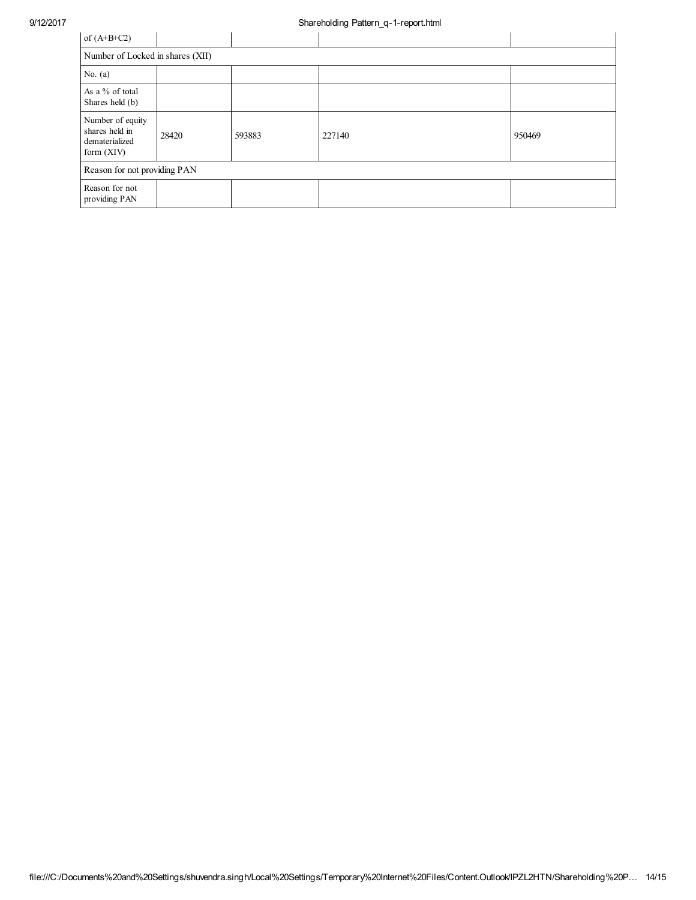| | | | | |
|---|---|---|---|---|
| of (A+B+C2) | | | | |
| Number of Locked in shares (XII) | | | | |
| No. (a) | | | | |
| As a % of total Shares held (b) | | | | |
| Number of equity shares held in dematerialized form (XIV) | 28420 | 593883 | 227140 | 950469 |
| Reason for not providing PAN | | | | |
| Reason for not providing PAN | | | | |